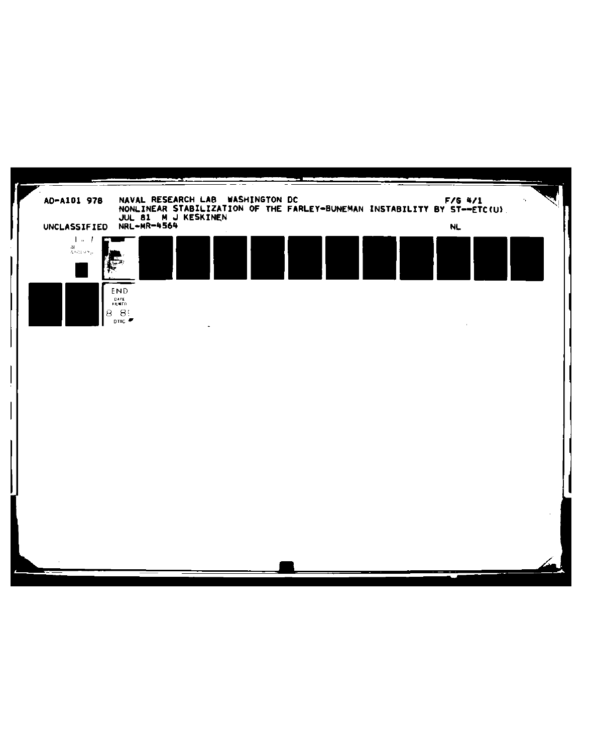AD-A101 978 NAVAL RESEARCH LAB WASHINGTON DC F/G 4/1

NONLINEAR STABILIZATION OF THE FARLEY-BUNEMAN INSTABILITY BY ST--ETC(U)

JUL 81 M J KESKINEN

UNCLASSIFIED NRL-MR-4564 NL

END

DATE FILMED

8 81

DTIC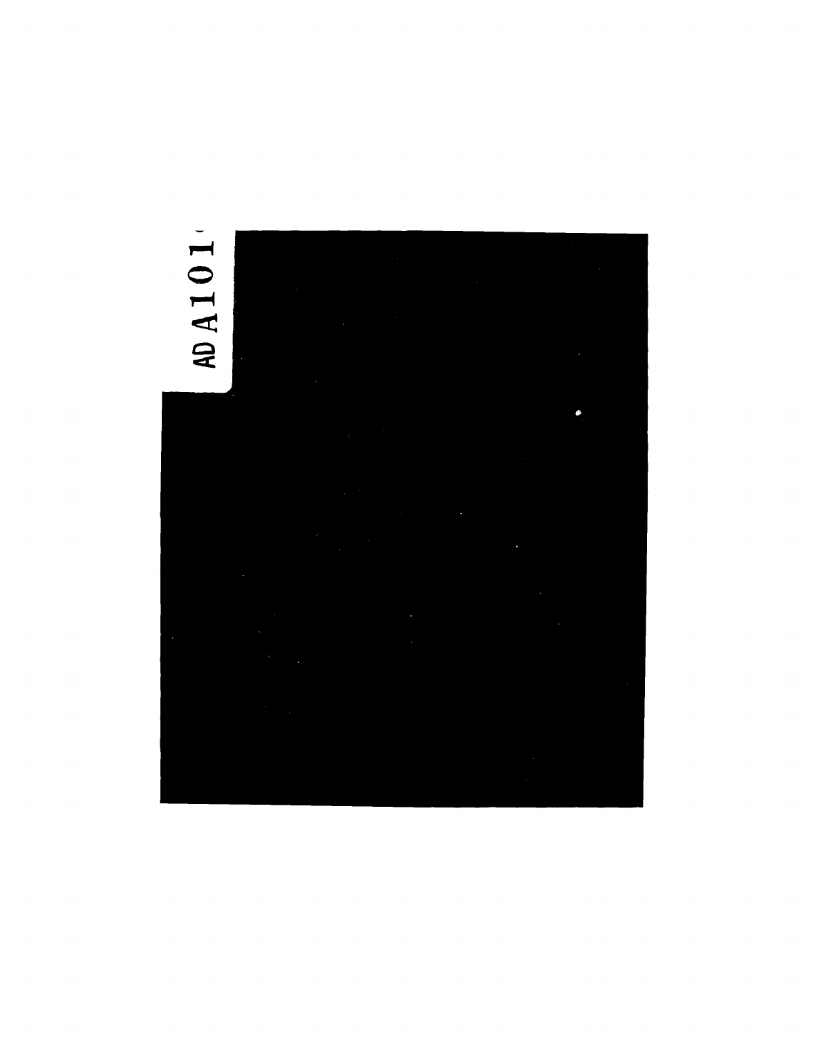AD A101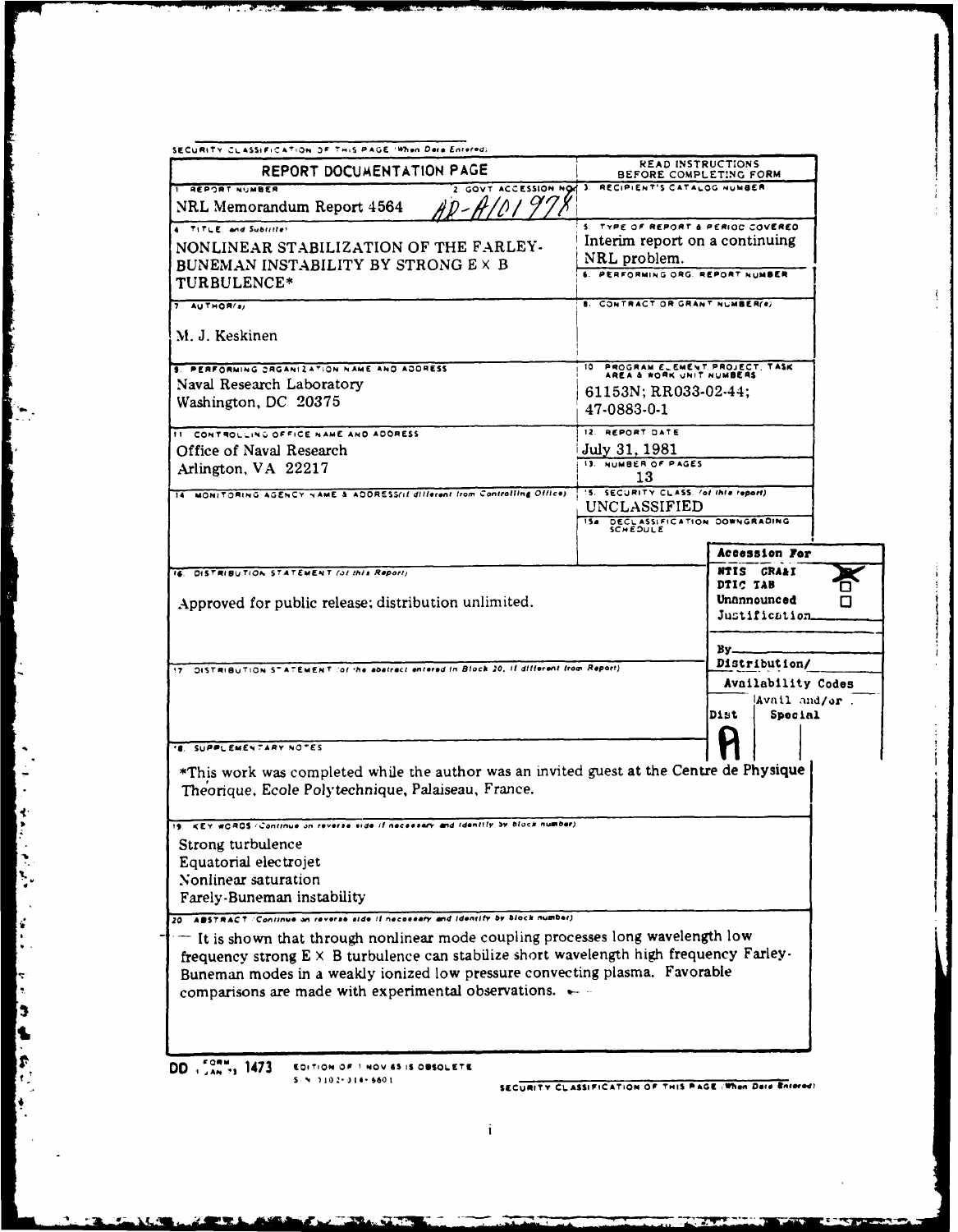SECURITY CLASSIFICATION OF THIS PAGE (When Data Entered)

| REPORT DOCUMENTATION PAGE | READ INSTRUCTIONS BEFORE COMPLETING FORM |
|---|---|
| 1. REPORT NUMBER: NRL Memorandum Report 4564 — 2. GOVT ACCESSION NO: AD-A101 978 | 3. RECIPIENT'S CATALOG NUMBER |
| 4. TITLE (and Subtitle): NONLINEAR STABILIZATION OF THE FARLEY-BUNEMAN INSTABILITY BY STRONG E × B TURBULENCE* | 5. TYPE OF REPORT & PERIOD COVERED: Interim report on a continuing NRL problem. |
| | 6. PERFORMING ORG. REPORT NUMBER |
| 7. AUTHOR(s): M. J. Keskinen | 8. CONTRACT OR GRANT NUMBER(s) |
| 9. PERFORMING ORGANIZATION NAME AND ADDRESS: Naval Research Laboratory, Washington, DC 20375 | 10. PROGRAM ELEMENT, PROJECT, TASK AREA & WORK UNIT NUMBERS: 61153N; RR033-02-44; 47-0883-0-1 |
| 11. CONTROLLING OFFICE NAME AND ADDRESS: Office of Naval Research, Arlington, VA 22217 | 12. REPORT DATE: July 31, 1981 |
| | 13. NUMBER OF PAGES: 13 |
| 14. MONITORING AGENCY NAME & ADDRESS (if different from Controlling Office) | 15. SECURITY CLASS. (of this report): UNCLASSIFIED |
| | 15a. DECLASSIFICATION/DOWNGRADING SCHEDULE |

16. DISTRIBUTION STATEMENT (of this Report)

Approved for public release; distribution unlimited.

| Accession For | |
|---|---|
| NTIS GRA&I | X |
| DTIC TAB | ☐ |
| Unannounced | ☐ |
| Justification | |
| By | |
| Distribution/ | |
| Availability Codes | |
| Dist | Avail and/or Special |
| A | |

17. DISTRIBUTION STATEMENT (of the abstract entered in Block 20, if different from Report)

18. SUPPLEMENTARY NOTES

*This work was completed while the author was an invited guest at the Centre de Physique Theorique, Ecole Polytechnique, Palaiseau, France.

19. KEY WORDS (Continue on reverse side if necessary and identify by block number)

Strong turbulence
Equatorial electrojet
Nonlinear saturation
Farely-Buneman instability

20. ABSTRACT (Continue on reverse side if necessary and identify by block number)

It is shown that through nonlinear mode coupling processes long wavelength low frequency strong E × B turbulence can stabilize short wavelength high frequency Farley-Buneman modes in a weakly ionized low pressure convecting plasma. Favorable comparisons are made with experimental observations.

DD FORM 1473, 1 JAN 73 — EDITION OF 1 NOV 65 IS OBSOLETE
S/N 0102-014-6601

SECURITY CLASSIFICATION OF THIS PAGE (When Data Entered)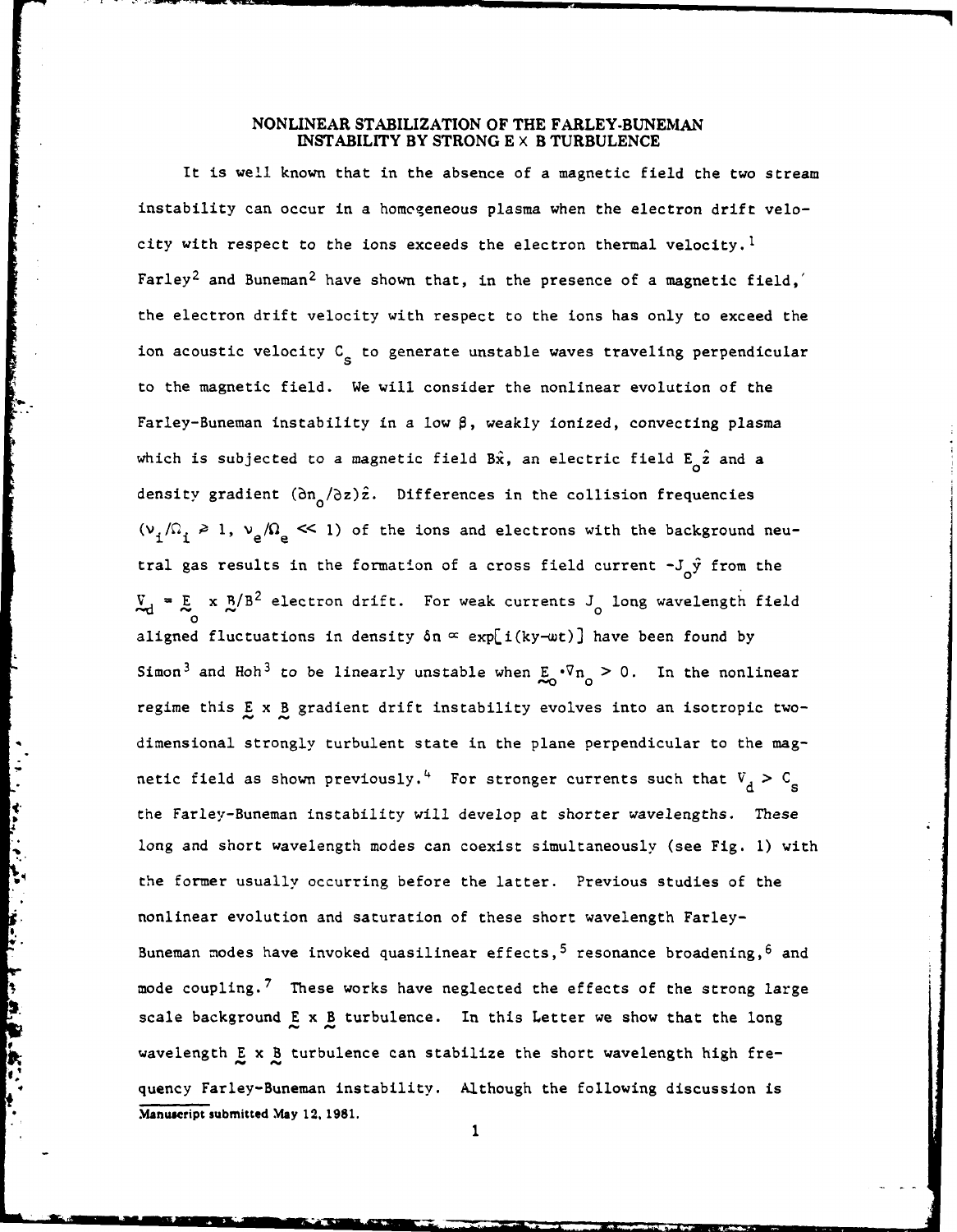# NONLINEAR STABILIZATION OF THE FARLEY-BUNEMAN INSTABILITY BY STRONG E × B TURBULENCE

It is well known that in the absence of a magnetic field the two stream instability can occur in a homogeneous plasma when the electron drift velocity with respect to the ions exceeds the electron thermal velocity.[1] Farley[2] and Buneman[2] have shown that, in the presence of a magnetic field, the electron drift velocity with respect to the ions has only to exceed the ion acoustic velocity $C_s$ to generate unstable waves traveling perpendicular to the magnetic field. We will consider the nonlinear evolution of the Farley-Buneman instability in a low $\beta$, weakly ionized, convecting plasma which is subjected to a magnetic field $B\hat{x}$, an electric field $E_o\hat{z}$ and a density gradient $(\partial n_o/\partial z)\hat{z}$. Differences in the collision frequencies $(\nu_i/\Omega_i \gtrsim 1,\ \nu_e/\Omega_e \ll 1)$ of the ions and electrons with the background neutral gas results in the formation of a cross field current $-J_o\hat{y}$ from the $\underset{\sim}{V}_d = \underset{\sim}{E}_o \times \underset{\sim}{B}/B^2$ electron drift. For weak currents $J_o$ long wavelength field aligned fluctuations in density $\delta n \propto \exp[i(ky-\omega t)]$ have been found by Simon[3] and Hoh[3] to be linearly unstable when $\underset{\sim}{E}_o \cdot \nabla n_o > 0$. In the nonlinear regime this $\underset{\sim}{E} \times \underset{\sim}{B}$ gradient drift instability evolves into an isotropic two-dimensional strongly turbulent state in the plane perpendicular to the magnetic field as shown previously.[4] For stronger currents such that $V_d > C_s$ the Farley-Buneman instability will develop at shorter wavelengths. These long and short wavelength modes can coexist simultaneously (see Fig. 1) with the former usually occurring before the latter. Previous studies of the nonlinear evolution and saturation of these short wavelength Farley-Buneman modes have invoked quasilinear effects,[5] resonance broadening,[6] and mode coupling.[7] These works have neglected the effects of the strong large scale background $\underset{\sim}{E} \times \underset{\sim}{B}$ turbulence. In this Letter we show that the long wavelength $\underset{\sim}{E} \times \underset{\sim}{B}$ turbulence can stabilize the short wavelength high frequency Farley-Buneman instability. Although the following discussion is

Manuscript submitted May 12, 1981.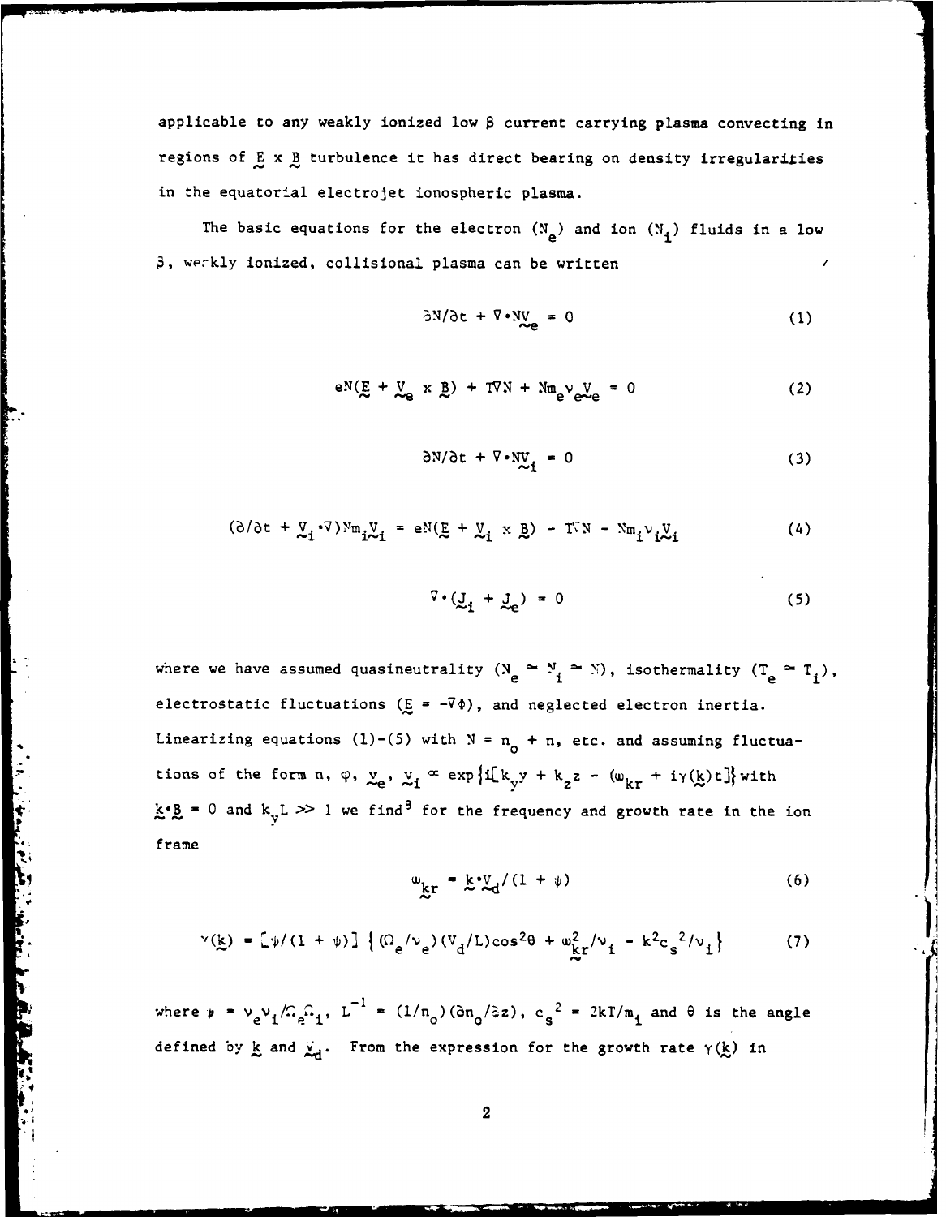applicable to any weakly ionized low $\beta$ current carrying plasma convecting in regions of $\underset{\sim}{E} \times \underset{\sim}{B}$ turbulence it has direct bearing on density irregularities in the equatorial electrojet ionospheric plasma.

The basic equations for the electron ($N_e$) and ion ($N_i$) fluids in a low $\beta$, weakly ionized, collisional plasma can be written

$$\partial N/\partial t + \nabla \cdot N\underset{\sim}{V}_e = 0 \tag{1}$$

$$eN(\underset{\sim}{E} + \underset{\sim}{V}_e \times \underset{\sim}{B}) + T\nabla N + Nm_e \nu_e \underset{\sim}{V}_e = 0 \tag{2}$$

$$\partial N/\partial t + \nabla \cdot N\underset{\sim}{V}_i = 0 \tag{3}$$

$$(\partial/\partial t + \underset{\sim}{V}_i \cdot \nabla)Nm_i \underset{\sim}{V}_i = eN(\underset{\sim}{E} + \underset{\sim}{V}_i \times \underset{\sim}{B}) - T\nabla N - Nm_i \nu_i \underset{\sim}{V}_i \tag{4}$$

$$\nabla \cdot (\underset{\sim}{J}_i + \underset{\sim}{J}_e) = 0 \tag{5}$$

where we have assumed quasineutrality ($N_e \simeq N_i \simeq N$), isothermality ($T_e \simeq T_i$), electrostatic fluctuations ($\underset{\sim}{E} = -\nabla\Phi$), and neglected electron inertia. Linearizing equations (1)-(5) with $N = n_o + n$, etc. and assuming fluctuations of the form $n, \varphi, \underset{\sim}{v}_e, \underset{\sim}{v}_i \propto \exp\{i[k_y y + k_z z - (\omega_{kr} + i\gamma(\underset{\sim}{k})t]\}$ with $\underset{\sim}{k} \cdot \underset{\sim}{B} = 0$ and $k_y L \gg 1$ we find[8] for the frequency and growth rate in the ion frame

$$\omega_{\underset{\sim}{k}r} = \underset{\sim}{k} \cdot \underset{\sim}{V}_d/(1 + \psi) \tag{6}$$

$$\gamma(\underset{\sim}{k}) = [\psi/(1 + \psi)]\left\{(\Omega_e/\nu_e)(V_d/L)\cos^2\theta + \omega_{\underset{\sim}{k}r}^2/\nu_i - k^2 c_s{}^2/\nu_i\right\} \tag{7}$$

where $\psi = \nu_e \nu_i / \Omega_e \Omega_i$, $L^{-1} = (1/n_o)(\partial n_o/\partial z)$, $c_s{}^2 = 2kT/m_i$ and $\theta$ is the angle defined by $\underset{\sim}{k}$ and $\underset{\sim}{V}_d$. From the expression for the growth rate $\gamma(\underset{\sim}{k})$ in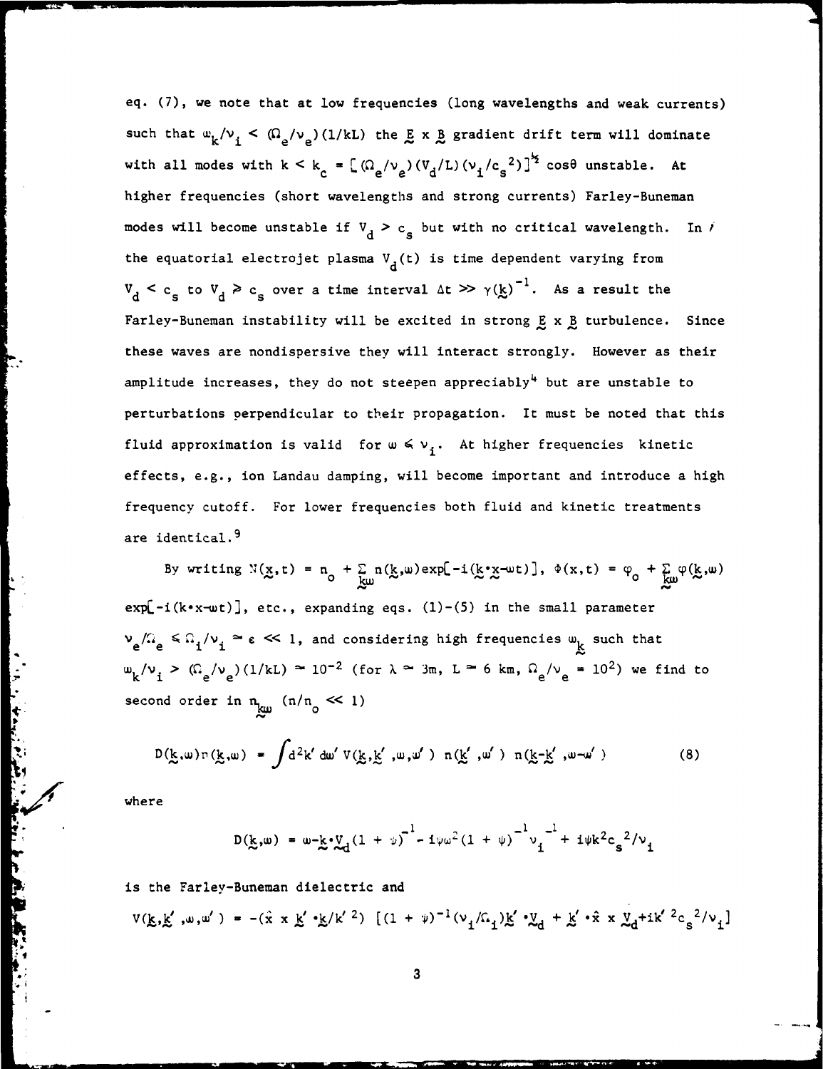eq. (7), we note that at low frequencies (long wavelengths and weak currents) such that $\omega_k/\nu_i < (\Omega_e/\nu_e)(1/kL)$ the $\underset{\sim}{E} \times \underset{\sim}{B}$ gradient drift term will dominate with all modes with $k < k_c = [(\Omega_e/\nu_e)(V_d/L)(\nu_i/c_s^2)]^{1/2} \cos\theta$ unstable. At higher frequencies (short wavelengths and strong currents) Farley-Buneman modes will become unstable if $V_d > c_s$ but with no critical wavelength. In the equatorial electrojet plasma $V_d(t)$ is time dependent varying from $V_d < c_s$ to $V_d \gtrsim c_s$ over a time interval $\Delta t \gg \gamma(\underset{\sim}{k})^{-1}$. As a result the Farley-Buneman instability will be excited in strong $\underset{\sim}{E} \times \underset{\sim}{B}$ turbulence. Since these waves are nondispersive they will interact strongly. However as their amplitude increases, they do not steepen appreciably[4] but are unstable to perturbations perpendicular to their propagation. It must be noted that this fluid approximation is valid for $\omega \lesssim \nu_i$. At higher frequencies kinetic effects, e.g., ion Landau damping, will become important and introduce a high frequency cutoff. For lower frequencies both fluid and kinetic treatments are identical.[9]

By writing $N(\underset{\sim}{x},t) = n_o + \sum_{\underset{\sim}{k}\omega} n(\underset{\sim}{k},\omega)\exp[-i(\underset{\sim}{k}\cdot\underset{\sim}{x}-\omega t)]$, $\Phi(x,t) = \varphi_o + \sum_{\underset{\sim}{k}\omega} \varphi(\underset{\sim}{k},\omega) \exp[-i(k\cdot x-\omega t)]$, etc., expanding eqs. (1)-(5) in the small parameter $\nu_e/\Omega_e \leq \Omega_i/\nu_i \simeq \varepsilon \ll 1$, and considering high frequencies $\omega_{\underset{\sim}{k}}$ such that $\omega_k/\nu_i > (\Omega_e/\nu_e)(1/kL) \simeq 10^{-2}$ (for $\lambda \simeq 3$m, $L \simeq 6$ km, $\Omega_e/\nu_e = 10^2$) we find to second order in $n_{\underset{\sim}{k}\omega}$ ($n/n_o \ll 1$)

$$D(\underset{\sim}{k},\omega)n(\underset{\sim}{k},\omega) = \int d^2k' \, d\omega' \, V(\underset{\sim}{k},\underset{\sim}{k}',\omega,\omega') \, n(\underset{\sim}{k}',\omega') \, n(\underset{\sim}{k}-\underset{\sim}{k}',\omega-\omega') \tag{8}$$

where

$$D(\underset{\sim}{k},\omega) = \omega - \underset{\sim}{k}\cdot\underset{\sim}{V}_d(1+\psi)^{-1} - i\psi\omega^2(1+\psi)^{-1}\nu_i^{-1} + i\psi k^2 c_s^2/\nu_i$$

is the Farley-Buneman dielectric and

$$V(\underset{\sim}{k},\underset{\sim}{k}',\omega,\omega') = -(\hat{x} \times \underset{\sim}{k}'\cdot\underset{\sim}{k}/k'^2)\,[(1+\psi)^{-1}(\nu_i/\Omega_i)\underset{\sim}{k}'\cdot\underset{\sim}{V}_d + \underset{\sim}{k}'\cdot\hat{x} \times \underset{\sim}{V}_d + ik'^2 c_s^2/\nu_i]$$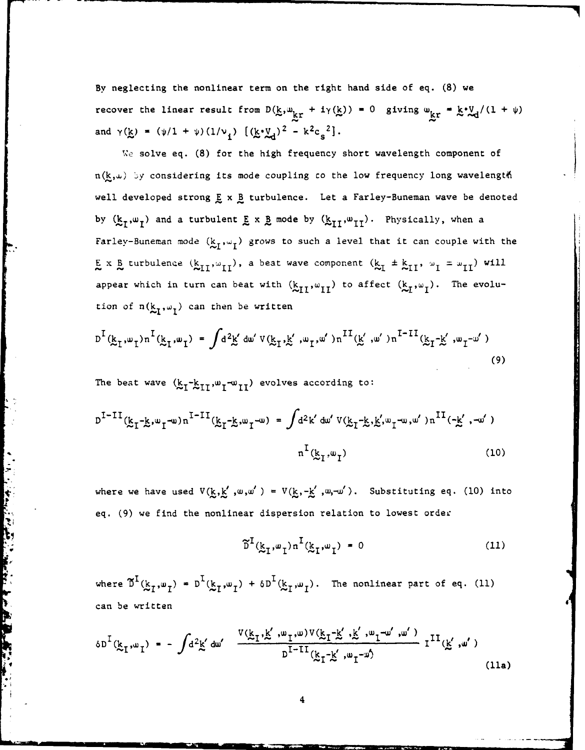By neglecting the nonlinear term on the right hand side of eq. (8) we recover the linear result from $D(\underset{\sim}{k}, \omega_{\underset{\sim}{k}r} + i\gamma(\underset{\sim}{k})) = 0$ giving $\omega_{\underset{\sim}{k}r} = \underset{\sim}{k} \cdot \underset{\sim}{V}_d/(1 + \psi)$ and $\gamma(\underset{\sim}{k}) = (\psi/1 + \psi)(1/\nu_i)\,[(\underset{\sim}{k} \cdot \underset{\sim}{V}_d)^2 - k^2 c_s^{\,2}]$.

We solve eq. (8) for the high frequency short wavelength component of $n(\underset{\sim}{k}, \omega)$ by considering its mode coupling to the low frequency long wavelength well developed strong $\underset{\sim}{E} \times \underset{\sim}{B}$ turbulence. Let a Farley-Buneman wave be denoted by $(\underset{\sim}{k}_I, \omega_I)$ and a turbulent $\underset{\sim}{E} \times \underset{\sim}{B}$ mode by $(\underset{\sim}{k}_{II}, \omega_{II})$. Physically, when a Farley-Buneman mode $(\underset{\sim}{k}_I, \omega_I)$ grows to such a level that it can couple with the $\underset{\sim}{E} \times \underset{\sim}{B}$ turbulence $(\underset{\sim}{k}_{II}, \omega_{II})$, a beat wave component $(\underset{\sim}{k}_I \pm \underset{\sim}{k}_{II}, \omega_I = \omega_{II})$ will appear which in turn can beat with $(\underset{\sim}{k}_{II}, \omega_{II})$ to affect $(\underset{\sim}{k}_I, \omega_I)$. The evolution of $n(\underset{\sim}{k}_I, \omega_I)$ can then be written

$$D^I(\underset{\sim}{k}_I, \omega_I) n^I(\underset{\sim}{k}_I, \omega_I) = \int d^2\underset{\sim}{k}'\, d\omega'\, V(\underset{\sim}{k}_I, \underset{\sim}{k}', \omega_I, \omega')\, n^{II}(\underset{\sim}{k}', \omega')\, n^{I-II}(\underset{\sim}{k}_I - \underset{\sim}{k}', \omega_I - \omega') \tag{9}$$

The beat wave $(\underset{\sim}{k}_I - \underset{\sim}{k}_{II}, \omega_I - \omega_{II})$ evolves according to:

$$D^{I-II}(\underset{\sim}{k}_I - \underset{\sim}{k}, \omega_I - \omega)\, n^{I-II}(\underset{\sim}{k}_I - \underset{\sim}{k}, \omega_I - \omega) = \int d^2k'\, d\omega'\, V(\underset{\sim}{k}_I - \underset{\sim}{k}, \underset{\sim}{k}', \omega_I - \omega, \omega')\, n^{II}(-\underset{\sim}{k}', -\omega')\, n^I(\underset{\sim}{k}_I, \omega_I) \tag{10}$$

where we have used $V(\underset{\sim}{k}, \underset{\sim}{k}', \omega, \omega') = V(\underset{\sim}{k}, -\underset{\sim}{k}', \omega, -\omega')$. Substituting eq. (10) into eq. (9) we find the nonlinear dispersion relation to lowest order

$$\tilde{D}^I(\underset{\sim}{k}_I, \omega_I)\, n^I(\underset{\sim}{k}_I, \omega_I) = 0 \tag{11}$$

where $\tilde{D}^I(\underset{\sim}{k}_I, \omega_I) = D^I(\underset{\sim}{k}_I, \omega_I) + \delta D^I(\underset{\sim}{k}_I, \omega_I)$. The nonlinear part of eq. (11) can be written

$$\delta D^I(\underset{\sim}{k}_I, \omega_I) = -\int d^2\underset{\sim}{k}'\, d\omega'\, \frac{V(\underset{\sim}{k}_I, \underset{\sim}{k}', \omega_I, \omega)\, V(\underset{\sim}{k}_I - \underset{\sim}{k}', \underset{\sim}{k}', \omega_I - \omega', \omega')}{D^{I-II}(\underset{\sim}{k}_I - \underset{\sim}{k}', \omega_I - \omega')}\, I^{II}(\underset{\sim}{k}', \omega') \tag{11a}$$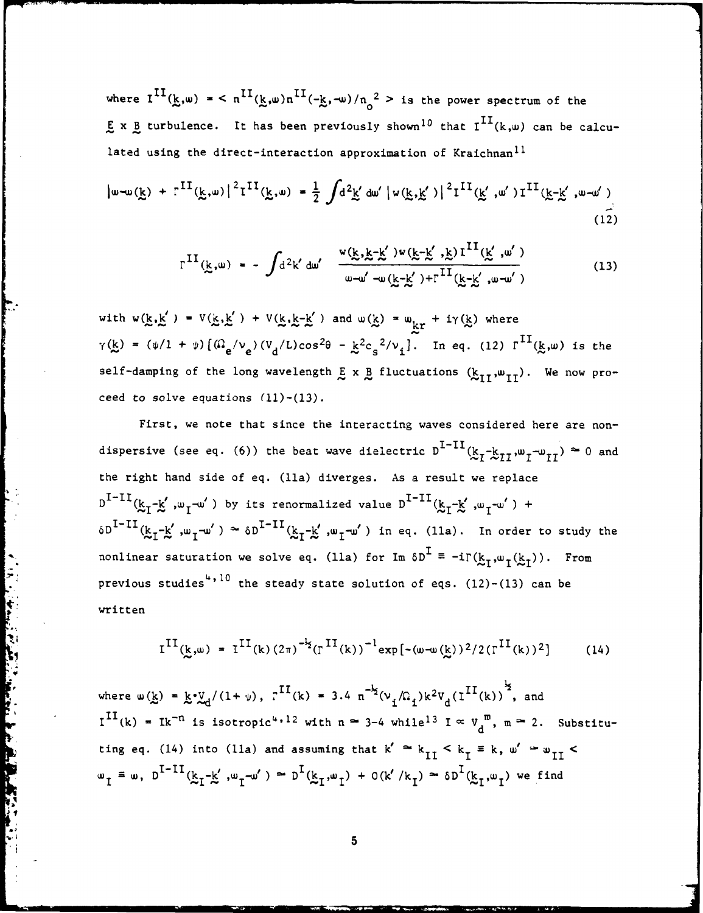where $I^{II}(\underset{\sim}{k},\omega) = \langle n^{II}(\underset{\sim}{k},\omega)n^{II}(-\underset{\sim}{k},-\omega)/n_o^{\,2}\rangle$ is the power spectrum of the $\underset{\sim}{E} \times \underset{\sim}{B}$ turbulence. It has been previously shown[10] that $I^{II}(k,\omega)$ can be calculated using the direct-interaction approximation of Kraichnan[11]

$$|\omega-\omega(\underset{\sim}{k}) + \Gamma^{II}(\underset{\sim}{k},\omega)|^2 I^{II}(\underset{\sim}{k},\omega) = \frac{1}{2}\int d^2\underset{\sim}{k}'\, d\omega'\, |w(\underset{\sim}{k},\underset{\sim}{k}')|^2 I^{II}(\underset{\sim}{k}',\omega')I^{II}(\underset{\sim}{k}-\underset{\sim}{k}',\omega-\omega') \tag{12}$$

$$\Gamma^{II}(\underset{\sim}{k},\omega) = -\int d^2k'\, d\omega' \;\frac{w(\underset{\sim}{k},\underset{\sim}{k}-\underset{\sim}{k}')w(\underset{\sim}{k}-\underset{\sim}{k}',\underset{\sim}{k})I^{II}(\underset{\sim}{k}',\omega')}{\omega-\omega'-\omega(\underset{\sim}{k}-\underset{\sim}{k}')+\Gamma^{II}(\underset{\sim}{k}-\underset{\sim}{k}',\omega-\omega')} \tag{13}$$

with $w(\underset{\sim}{k},\underset{\sim}{k}') = V(\underset{\sim}{k},\underset{\sim}{k}') + V(\underset{\sim}{k},\underset{\sim}{k}-\underset{\sim}{k}')$ and $\omega(\underset{\sim}{k}) = \omega_{\underset{\sim}{k}r} + i\gamma(\underset{\sim}{k})$ where $\gamma(\underset{\sim}{k}) = (\psi/1+\psi)[(\Omega_e/\nu_e)(V_d/L)\cos^2\theta - \underset{\sim}{k}^2 c_s^{\,2}/\nu_i]$. In eq. (12) $\Gamma^{II}(\underset{\sim}{k},\omega)$ is the self-damping of the long wavelength $\underset{\sim}{E} \times \underset{\sim}{B}$ fluctuations $(\underset{\sim}{k}_{II},\omega_{II})$. We now proceed to solve equations (11)-(13).

First, we note that since the interacting waves considered here are non-dispersive (see eq. (6)) the beat wave dielectric $D^{I-II}(\underset{\sim}{k}_I-\underset{\sim}{k}_{II},\omega_I-\omega_{II}) \simeq 0$ and the right hand side of eq. (11a) diverges. As a result we replace $D^{I-II}(\underset{\sim}{k}_I-\underset{\sim}{k}',\omega_I-\omega')$ by its renormalized value $D^{I-II}(\underset{\sim}{k}_I-\underset{\sim}{k}',\omega_I-\omega') + \delta D^{I-II}(\underset{\sim}{k}_I-\underset{\sim}{k}',\omega_I-\omega') \simeq \delta D^{I-II}(\underset{\sim}{k}_I-\underset{\sim}{k}',\omega_I-\omega')$ in eq. (11a). In order to study the nonlinear saturation we solve eq. (11a) for $\mathrm{Im}\,\delta D^I \equiv -i\Gamma(\underset{\sim}{k}_I,\omega_I(\underset{\sim}{k}_I))$. From previous studies[4,10] the steady state solution of eqs. (12)-(13) can be written

$$I^{II}(\underset{\sim}{k},\omega) = I^{II}(k)(2\pi)^{-\frac{1}{2}}(\Gamma^{II}(k))^{-1}\exp[-(\omega-\omega(\underset{\sim}{k}))^2/2(\Gamma^{II}(k))^2] \tag{14}$$

where $\omega(\underset{\sim}{k}) = \underset{\sim}{k}\cdot\underset{\sim}{V}_d/(1+\psi)$, $\Gamma^{II}(k) = 3.4\, n^{-\frac{1}{2}}(\nu_i/\Omega_i)k^2 V_d (I^{II}(k))^{\frac{1}{2}}$, and $I^{II}(k) = Ik^{-n}$ is isotropic[4,12] with $n \simeq 3$-$4$ while[13] $I \propto V_d^{\,m}$, $m \simeq 2$. Substituting eq. (14) into (11a) and assuming that $k' \simeq k_{II} < k_I \equiv k$, $\omega' \simeq \omega_{II} < \omega_I \equiv \omega$, $D^{I-II}(\underset{\sim}{k}_I-\underset{\sim}{k}',\omega_I-\omega') \simeq D^I(\underset{\sim}{k}_I,\omega_I) + O(k'/k_I) \simeq \delta D^I(\underset{\sim}{k}_I,\omega_I)$ we find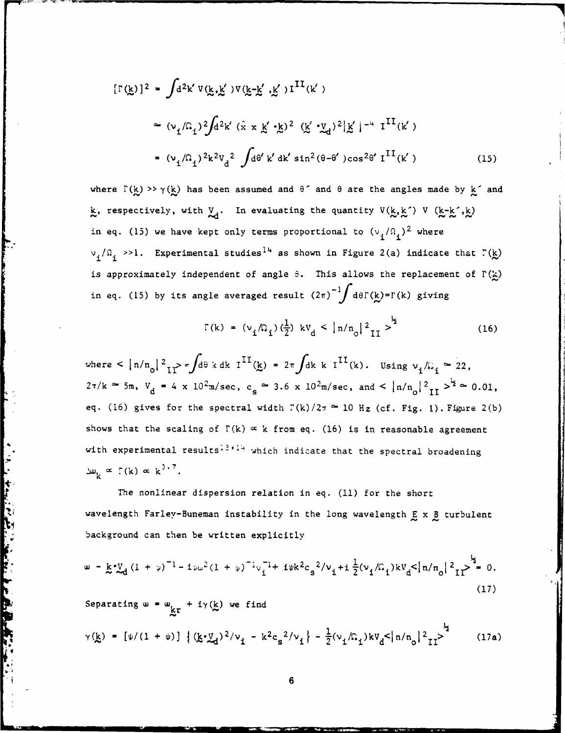$$[\Gamma(\underset{\sim}{k})]^2 = \int d^2k' \, V(\underset{\sim}{k},\underset{\sim}{k}')V(\underset{\sim}{k}-\underset{\sim}{k}',\underset{\sim}{k}')I^{II}(k')$$

$$\simeq (\nu_i/\Omega_i)^2 \int d^2k' \, (\hat{x} \times \underset{\sim}{k}' \cdot \underset{\sim}{k})^2 \, (\underset{\sim}{k}' \cdot \underset{\sim}{V}_d)^2 |\underset{\sim}{k}'|^{-4} \, I^{II}(k')$$

$$= (\nu_i/\Omega_i)^2 k^2 V_d^{\,2} \int d\theta' \, k' \, dk' \, \sin^2(\theta-\theta')\cos^2\theta' \, I^{II}(k') \qquad (15)$$

where $\Gamma(\underset{\sim}{k}) >> \gamma(\underset{\sim}{k})$ has been assumed and $\theta'$ and $\theta$ are the angles made by $\underset{\sim}{k}'$ and $\underset{\sim}{k}$, respectively, with $\underset{\sim}{V}_d$. In evaluating the quantity $V(\underset{\sim}{k},\underset{\sim}{k}') \, V(\underset{\sim}{k}-\underset{\sim}{k}',\underset{\sim}{k})$ in eq. (15) we have kept only terms proportional to $(\nu_i/\Omega_i)^2$ where $\nu_i/\Omega_i >>1$. Experimental studies[14] as shown in Figure 2(a) indicate that $\Gamma(\underset{\sim}{k})$ is approximately independent of angle $\theta$. This allows the replacement of $\Gamma(\underset{\sim}{k})$ in eq. (15) by its angle averaged result $(2\pi)^{-1}\int d\theta\Gamma(\underset{\sim}{k})=\Gamma(k)$ giving

$$\Gamma(k) = (\nu_i/\Omega_i)(\tfrac{1}{2}) \, kV_d < |n/n_o|^2{}_{II} >^{\frac{1}{2}} \qquad (16)$$

where $< |n/n_o|^2{}_{II}> = \int d\theta \, k \, dk \; I^{II}(\underset{\sim}{k}) = 2\pi\int dk \; k \; I^{II}(k)$. Using $\nu_i/\Omega_i \simeq 22$, $2\pi/k \simeq 5\text{m}$, $V_d = 4 \times 10^2\text{m/sec}$, $c_s \simeq 3.6 \times 10^2\text{m/sec}$, and $< |n/n_o|^2{}_{II} >^{\frac{1}{2}} \simeq 0.01$, eq. (16) gives for the spectral width $\Gamma(k)/2\pi \simeq 10$ Hz (cf. Fig. 1). Figure 2(b) shows that the scaling of $\Gamma(k) \propto k$ from eq. (16) is in reasonable agreement with experimental results[13,14] which indicate that the spectral broadening $\Delta\omega_k \propto \Gamma(k) \propto k^{0.7}$.

The nonlinear dispersion relation in eq. (11) for the short wavelength Farley-Buneman instability in the long wavelength $\underset{\sim}{E} \times \underset{\sim}{B}$ turbulent background can then be written explicitly

$$\omega - \underset{\sim}{k}\cdot\underset{\sim}{V}_d (1 + \psi)^{-1} - i\psi\omega^2(1 + \psi)^{-1}\nu_i^{-1} + i\psi k^2 c_s^{\,2}/\nu_i + i\tfrac{1}{2}(\nu_i/\Omega_i)kV_d<|n/n_o|^2{}_{II}>^{\frac{1}{2}} = 0. \qquad (17)$$

Separating $\omega = \omega_{\underset{\sim}{k}r} + i\gamma(\underset{\sim}{k})$ we find

$$\gamma(\underset{\sim}{k}) = [\psi/(1 + \psi)] \left\{ (\underset{\sim}{k}\cdot\underset{\sim}{V}_d)^2/\nu_i - k^2c_s^{\,2}/\nu_i \right\} - \tfrac{1}{2}(\nu_i/\Omega_i)kV_d<|n/n_o|^2{}_{II}>^{\frac{1}{2}} \qquad (17a)$$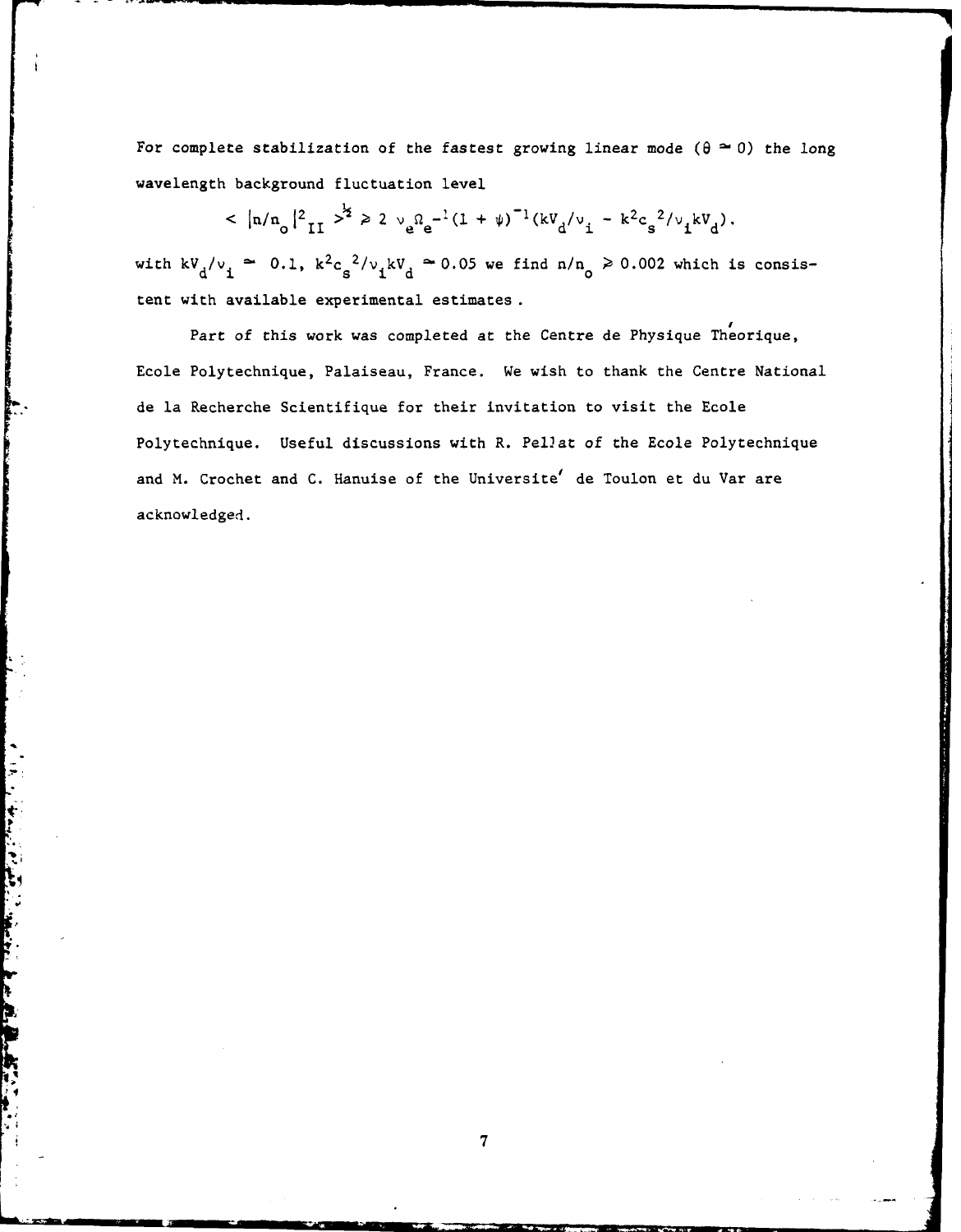For complete stabilization of the fastest growing linear mode ($\theta \simeq 0$) the long wavelength background fluctuation level

$$< |n/n_o|^2{}_{II} >^{\frac{1}{2}} \gtrsim 2\, \nu_e \Omega_e^{-1} (1 + \psi)^{-1} (kV_d/\nu_i - k^2 c_s{}^2/\nu_i k V_d).$$

with $kV_d/\nu_i \simeq 0.1$, $k^2 c_s{}^2/\nu_i k V_d \simeq 0.05$ we find $n/n_o \gtrsim 0.002$ which is consistent with available experimental estimates .

Part of this work was completed at the Centre de Physique Théorique, Ecole Polytechnique, Palaiseau, France. We wish to thank the Centre National de la Recherche Scientifique for their invitation to visit the Ecole Polytechnique. Useful discussions with R. Pellat of the Ecole Polytechnique and M. Crochet and C. Hanuise of the Université de Toulon et du Var are acknowledged.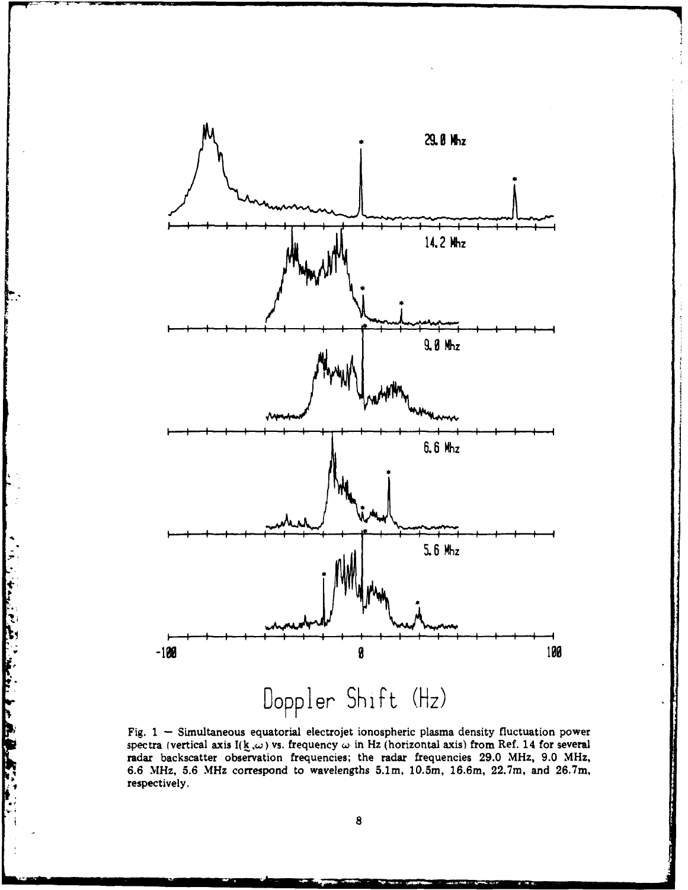Fig. 1 — Simultaneous equatorial electrojet ionospheric plasma density fluctuation power spectra (vertical axis $I(\underset{\sim}{k},\omega)$ vs. frequency $\omega$ in Hz (horizontal axis) from Ref. 14 for several radar backscatter observation frequencies; the radar frequencies 29.0 MHz, 9.0 MHz, 6.6 MHz, 5.6 MHz correspond to wavelengths 5.1m, 10.5m, 16.6m, 22.7m, and 26.7m, respectively.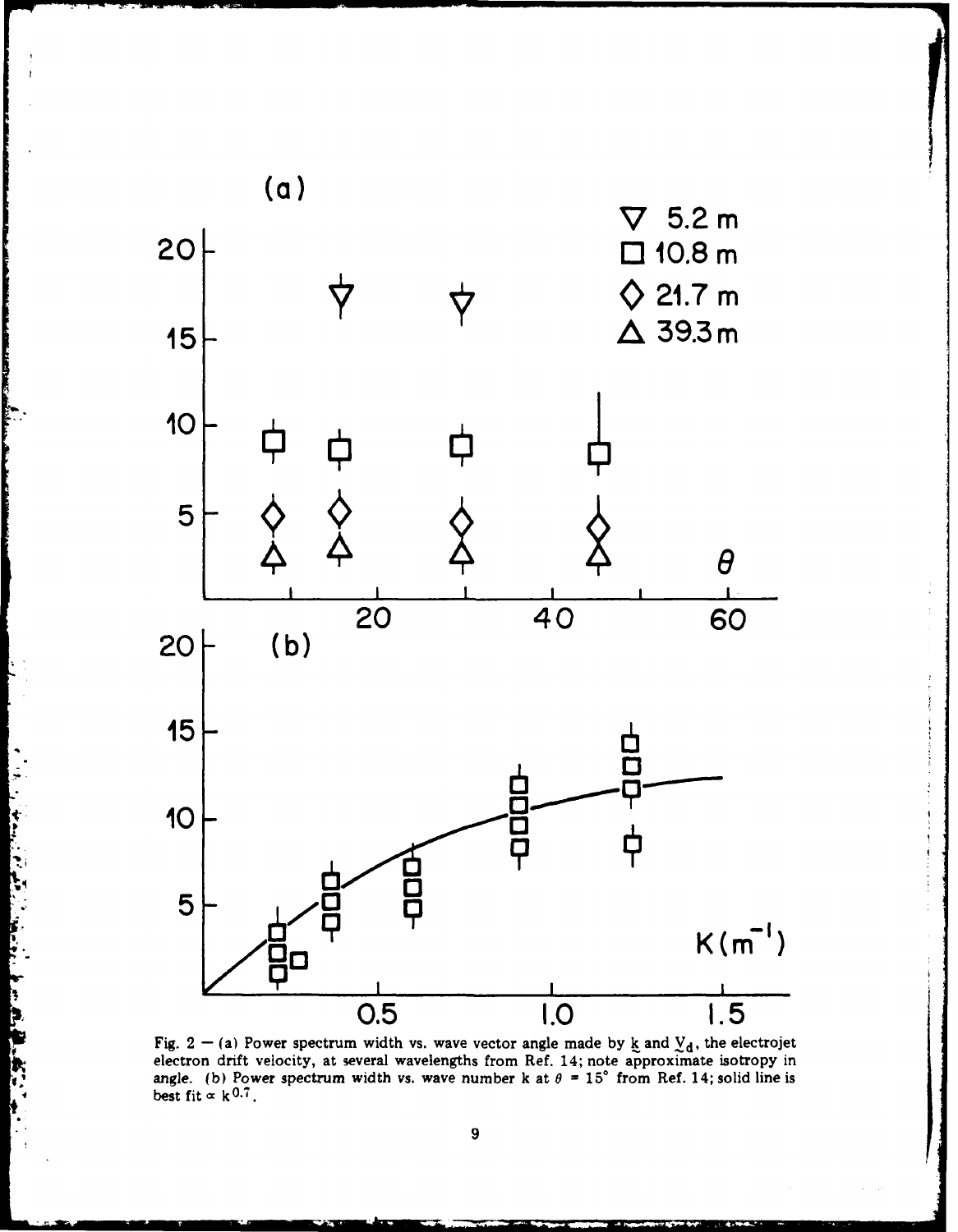(a)

▽ 5.2 m
□ 10.8 m
◇ 21.7 m
△ 39.3 m

20
15
10
5

20
40
60
$\theta$

(b)

20
15
10
5

0.5
1.0
1.5
$K(m^{-1})$

Fig. 2 — (a) Power spectrum width vs. wave vector angle made by $\underset{\sim}{k}$ and $\underset{\sim}{V}_d$, the electrojet electron drift velocity, at several wavelengths from Ref. 14; note approximate isotropy in angle. (b) Power spectrum width vs. wave number k at $\theta = 15°$ from Ref. 14; solid line is best fit $\propto k^{0.7}$.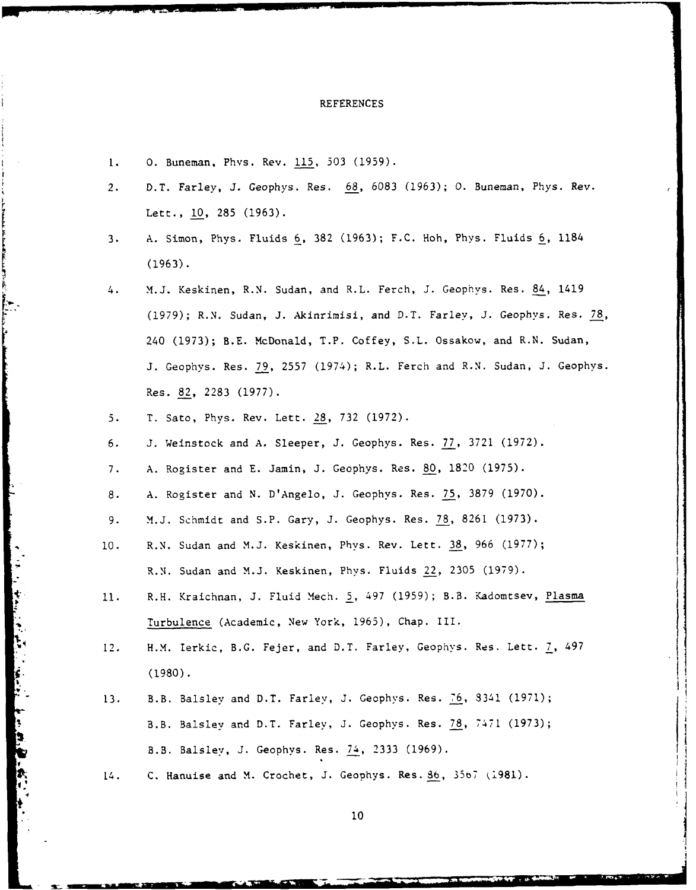# REFERENCES

1. O. Buneman, Phys. Rev. 115, 503 (1959).
2. D.T. Farley, J. Geophys. Res. 68, 6083 (1963); O. Buneman, Phys. Rev. Lett., 10, 285 (1963).
3. A. Simon, Phys. Fluids 6, 382 (1963); F.C. Hoh, Phys. Fluids 6, 1184 (1963).
4. M.J. Keskinen, R.N. Sudan, and R.L. Ferch, J. Geophys. Res. 84, 1419 (1979); R.N. Sudan, J. Akinrimisi, and D.T. Farley, J. Geophys. Res. 78, 240 (1973); B.E. McDonald, T.P. Coffey, S.L. Ossakow, and R.N. Sudan, J. Geophys. Res. 79, 2557 (1974); R.L. Ferch and R.N. Sudan, J. Geophys. Res. 82, 2283 (1977).
5. T. Sato, Phys. Rev. Lett. 28, 732 (1972).
6. J. Weinstock and A. Sleeper, J. Geophys. Res. 77, 3721 (1972).
7. A. Rogister and E. Jamin, J. Geophys. Res. 80, 1820 (1975).
8. A. Rogister and N. D'Angelo, J. Geophys. Res. 75, 3879 (1970).
9. M.J. Schmidt and S.P. Gary, J. Geophys. Res. 78, 8261 (1973).
10. R.N. Sudan and M.J. Keskinen, Phys. Rev. Lett. 38, 966 (1977); R.N. Sudan and M.J. Keskinen, Phys. Fluids 22, 2305 (1979).
11. R.H. Kraichnan, J. Fluid Mech. 5, 497 (1959); B.B. Kadomtsev, Plasma Turbulence (Academic, New York, 1965), Chap. III.
12. H.M. Ierkic, B.G. Fejer, and D.T. Farley, Geophys. Res. Lett. 7, 497 (1980).
13. B.B. Balsley and D.T. Farley, J. Geophys. Res. 76, 8341 (1971); B.B. Balsley and D.T. Farley, J. Geophys. Res. 78, 7471 (1973); B.B. Balsley, J. Geophys. Res. 74, 2333 (1969).
14. C. Hanuise and M. Crochet, J. Geophys. Res. 86, 3567 (1981).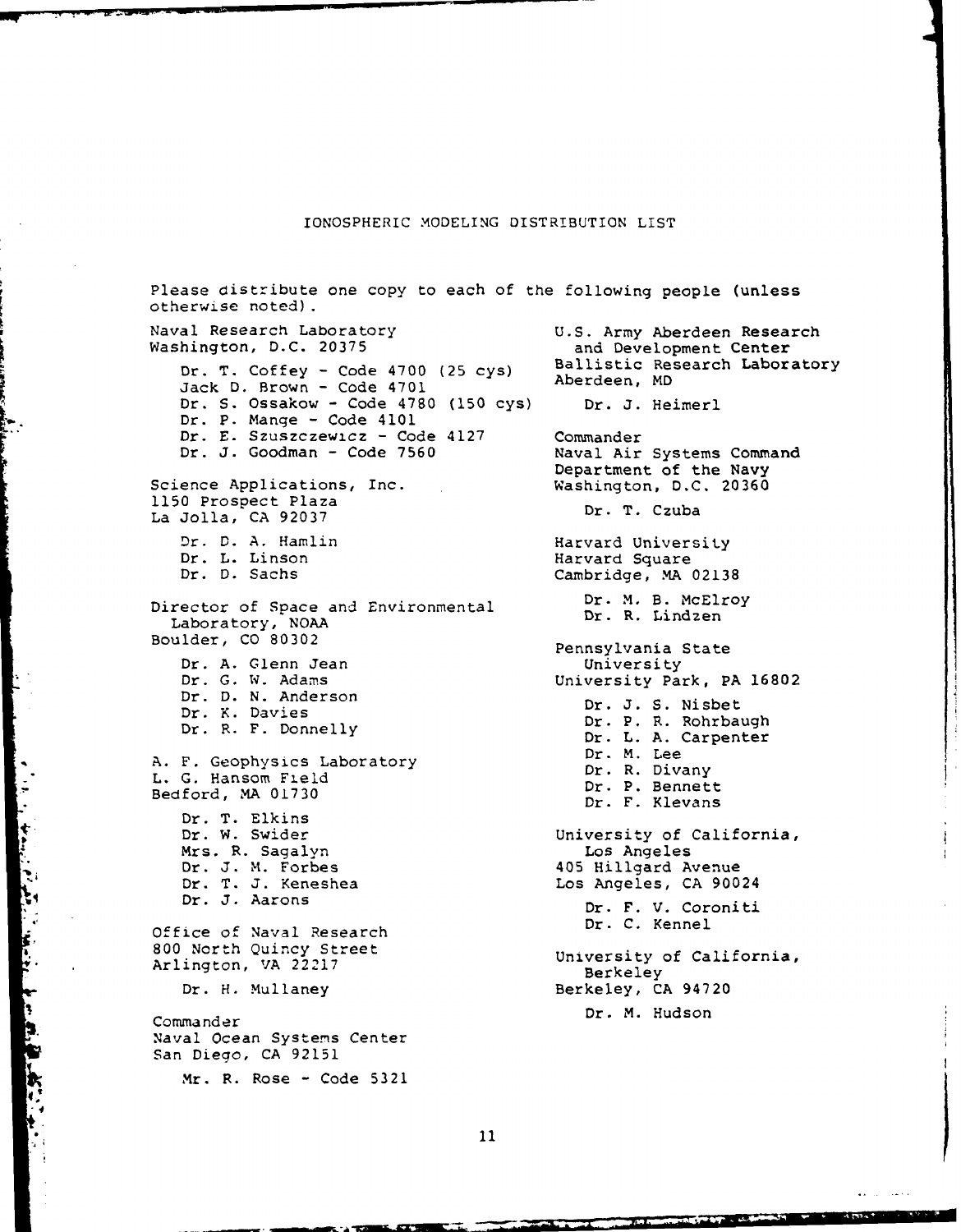IONOSPHERIC MODELING DISTRIBUTION LIST

Please distribute one copy to each of the following people (unless otherwise noted).

Naval Research Laboratory
Washington, D.C. 20375

Dr. T. Coffey - Code 4700 (25 cys)
Jack D. Brown - Code 4701
Dr. S. Ossakow - Code 4780 (150 cys)
Dr. P. Mange - Code 4101
Dr. E. Szuszczewicz - Code 4127
Dr. J. Goodman - Code 7560

Science Applications, Inc.
1150 Prospect Plaza
La Jolla, CA 92037

Dr. D. A. Hamlin
Dr. L. Linson
Dr. D. Sachs

Director of Space and Environmental Laboratory, NOAA
Boulder, CO 80302

Dr. A. Glenn Jean
Dr. G. W. Adams
Dr. D. N. Anderson
Dr. K. Davies
Dr. R. F. Donnelly

A. F. Geophysics Laboratory
L. G. Hansom Field
Bedford, MA 01730

Dr. T. Elkins
Dr. W. Swider
Mrs. R. Sagalyn
Dr. J. M. Forbes
Dr. T. J. Keneshea
Dr. J. Aarons

Office of Naval Research
800 North Quincy Street
Arlington, VA 22217

Dr. H. Mullaney

Commander
Naval Ocean Systems Center
San Diego, CA 92151

Mr. R. Rose - Code 5321

U.S. Army Aberdeen Research and Development Center
Ballistic Research Laboratory
Aberdeen, MD

Dr. J. Heimerl

Commander
Naval Air Systems Command
Department of the Navy
Washington, D.C. 20360

Dr. T. Czuba

Harvard University
Harvard Square
Cambridge, MA 02138

Dr. M. B. McElroy
Dr. R. Lindzen

Pennsylvania State University
University Park, PA 16802

Dr. J. S. Nisbet
Dr. P. R. Rohrbaugh
Dr. L. A. Carpenter
Dr. M. Lee
Dr. R. Divany
Dr. P. Bennett
Dr. F. Klevans

University of California, Los Angeles
405 Hillgard Avenue
Los Angeles, CA 90024

Dr. F. V. Coroniti
Dr. C. Kennel

University of California, Berkeley
Berkeley, CA 94720

Dr. M. Hudson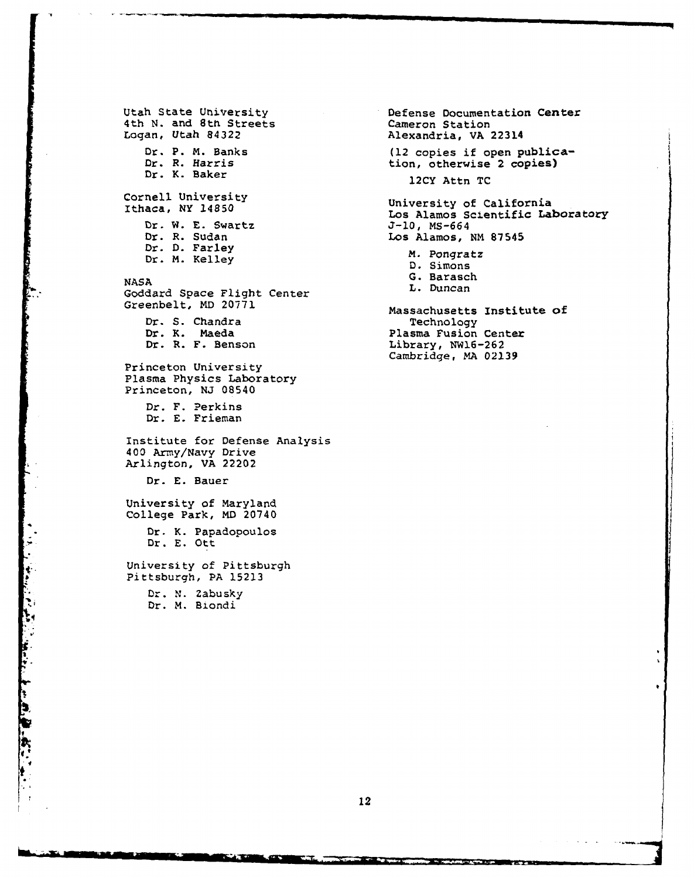Utah State University
4th N. and 8th Streets
Logan, Utah 84322

Dr. P. M. Banks
Dr. R. Harris
Dr. K. Baker

Cornell University
Ithaca, NY 14850

Dr. W. E. Swartz
Dr. R. Sudan
Dr. D. Farley
Dr. M. Kelley

NASA
Goddard Space Flight Center
Greenbelt, MD 20771

Dr. S. Chandra
Dr. K. Maeda
Dr. R. F. Benson

Princeton University
Plasma Physics Laboratory
Princeton, NJ 08540

Dr. F. Perkins
Dr. E. Frieman

Institute for Defense Analysis
400 Army/Navy Drive
Arlington, VA 22202

Dr. E. Bauer

University of Maryland
College Park, MD 20740

Dr. K. Papadopoulos
Dr. E. Ott

University of Pittsburgh
Pittsburgh, PA 15213

Dr. N. Zabusky
Dr. M. Biondi

Defense Documentation Center
Cameron Station
Alexandria, VA 22314

(12 copies if open publication, otherwise 2 copies)

12CY Attn TC

University of California
Los Alamos Scientific Laboratory
J-10, MS-664
Los Alamos, NM 87545

M. Pongratz
D. Simons
G. Barasch
L. Duncan

Massachusetts Institute of Technology
Plasma Fusion Center
Library, NW16-262
Cambridge, MA 02139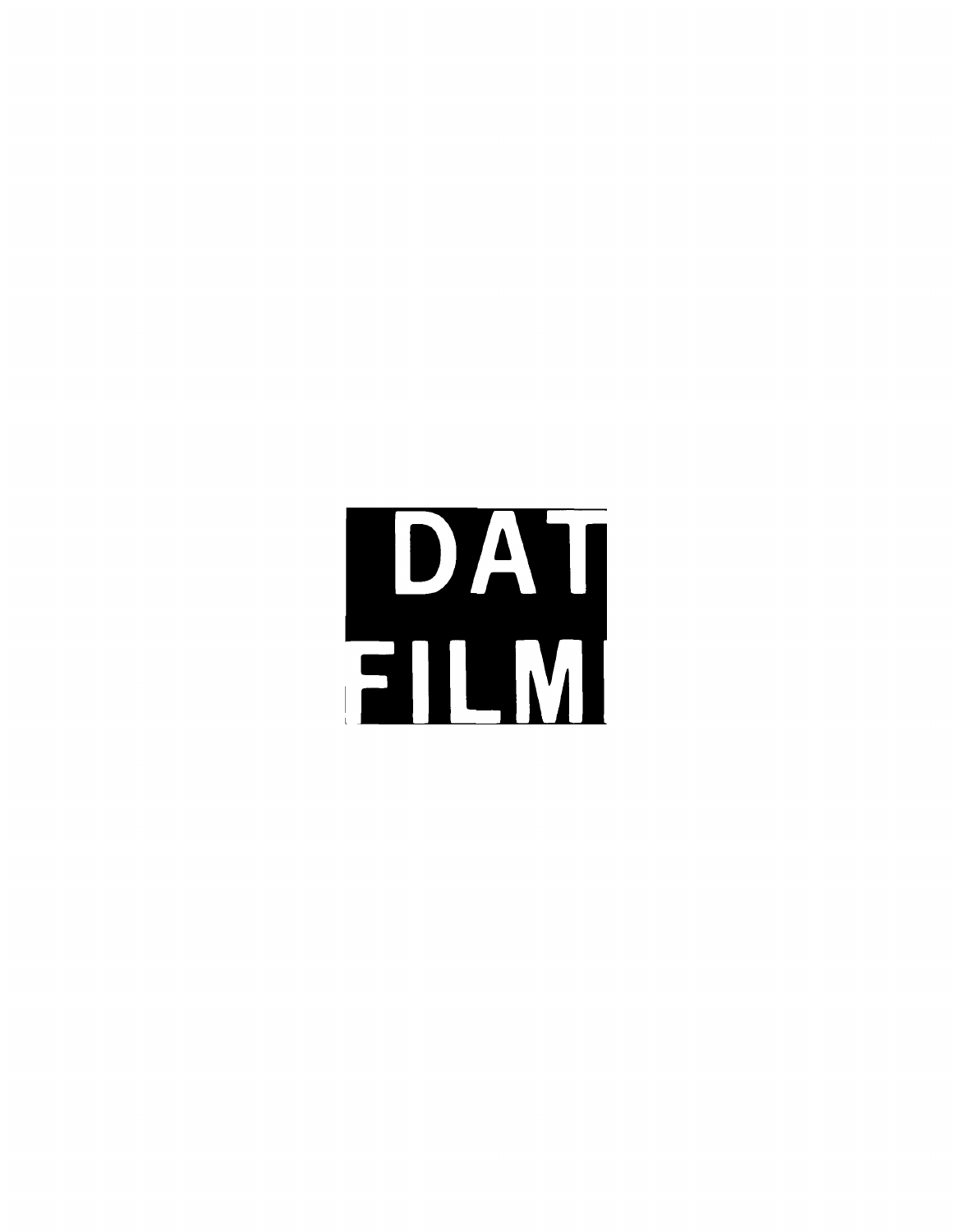DAT

FILM